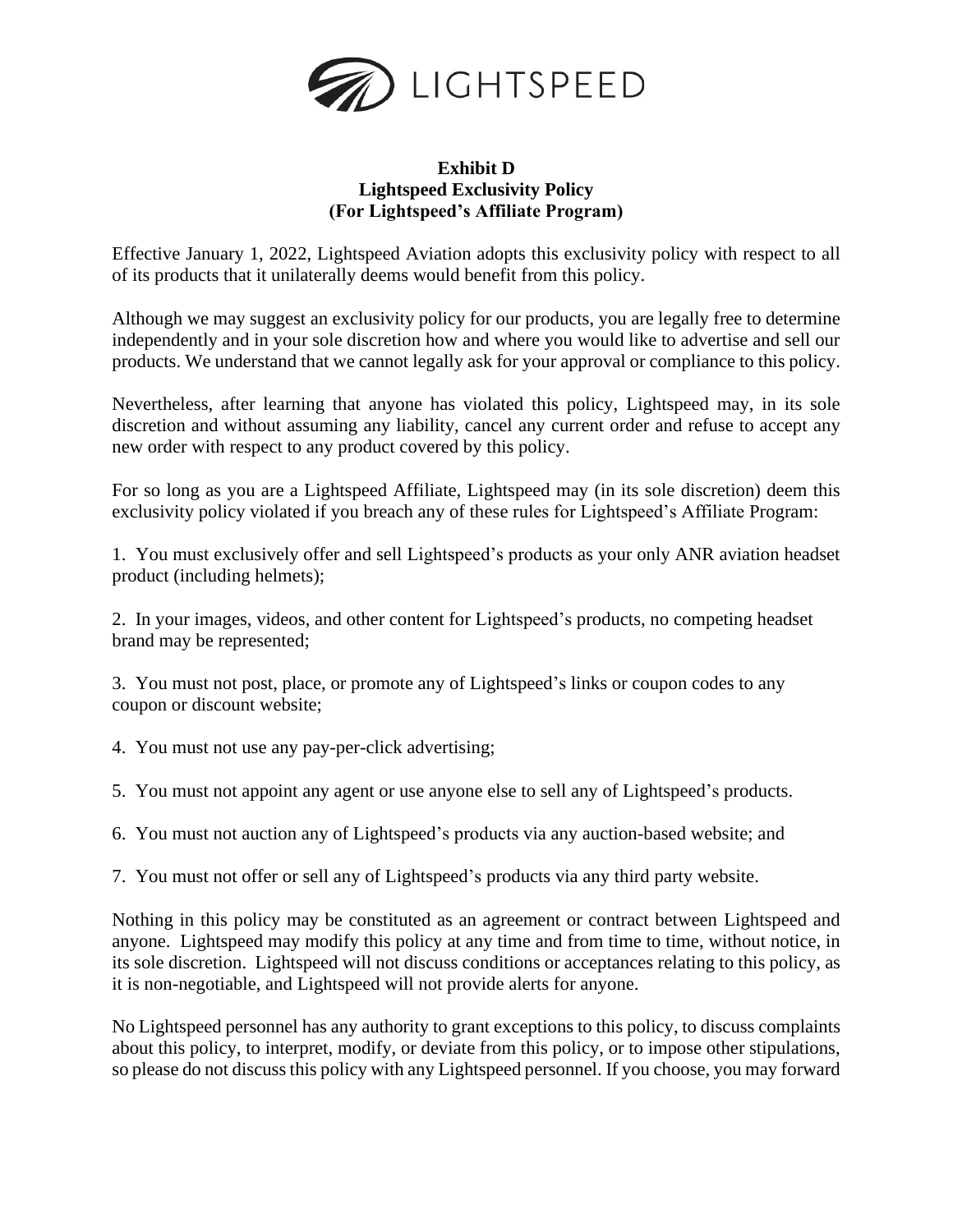LIGHTSPEED

**Exhibit D**
**Lightspeed Exclusivity Policy**
**(For Lightspeed's Affiliate Program)**

Effective January 1, 2022, Lightspeed Aviation adopts this exclusivity policy with respect to all of its products that it unilaterally deems would benefit from this policy.

Although we may suggest an exclusivity policy for our products, you are legally free to determine independently and in your sole discretion how and where you would like to advertise and sell our products. We understand that we cannot legally ask for your approval or compliance to this policy.

Nevertheless, after learning that anyone has violated this policy, Lightspeed may, in its sole discretion and without assuming any liability, cancel any current order and refuse to accept any new order with respect to any product covered by this policy.

For so long as you are a Lightspeed Affiliate, Lightspeed may (in its sole discretion) deem this exclusivity policy violated if you breach any of these rules for Lightspeed's Affiliate Program:

1. You must exclusively offer and sell Lightspeed's products as your only ANR aviation headset product (including helmets);

2. In your images, videos, and other content for Lightspeed's products, no competing headset brand may be represented;

3. You must not post, place, or promote any of Lightspeed's links or coupon codes to any coupon or discount website;

4. You must not use any pay-per-click advertising;

5. You must not appoint any agent or use anyone else to sell any of Lightspeed's products.

6. You must not auction any of Lightspeed's products via any auction-based website; and

7. You must not offer or sell any of Lightspeed's products via any third party website.

Nothing in this policy may be constituted as an agreement or contract between Lightspeed and anyone. Lightspeed may modify this policy at any time and from time to time, without notice, in its sole discretion. Lightspeed will not discuss conditions or acceptances relating to this policy, as it is non-negotiable, and Lightspeed will not provide alerts for anyone.

No Lightspeed personnel has any authority to grant exceptions to this policy, to discuss complaints about this policy, to interpret, modify, or deviate from this policy, or to impose other stipulations, so please do not discuss this policy with any Lightspeed personnel. If you choose, you may forward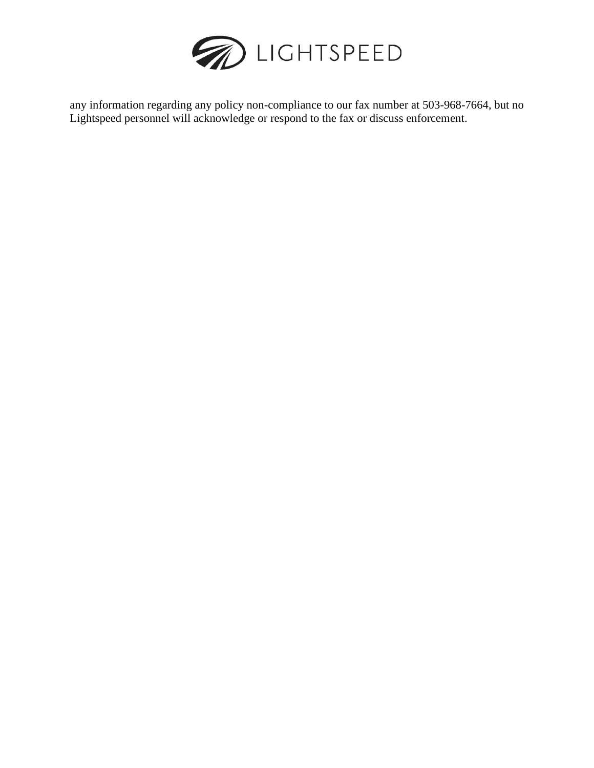any information regarding any policy non-compliance to our fax number at 503-968-7664, but no Lightspeed personnel will acknowledge or respond to the fax or discuss enforcement.